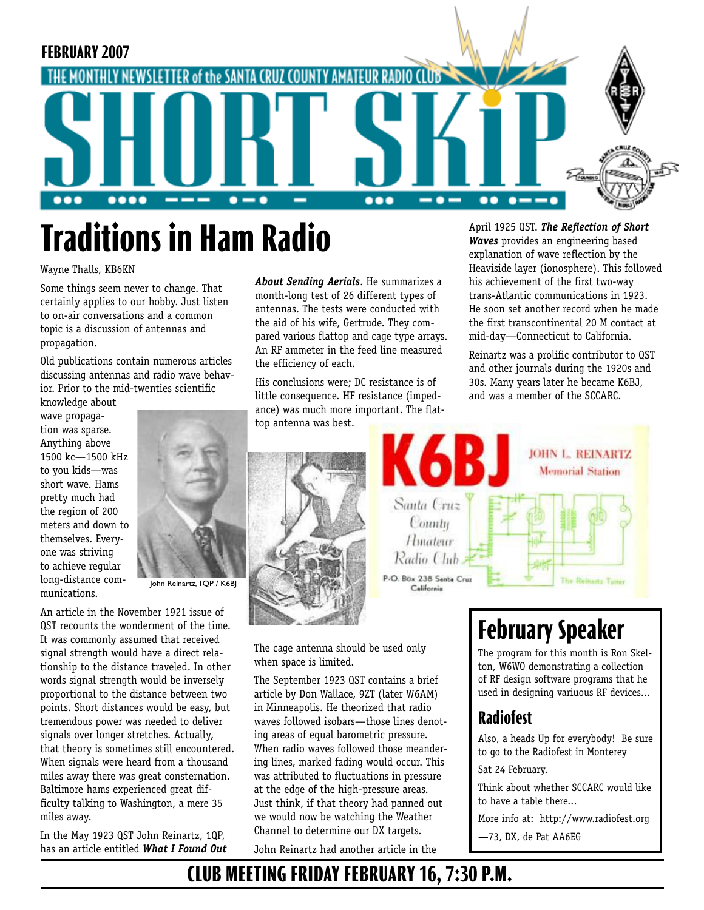FEBRUARY 2007

THE MONTHLY NEWSLETTER of the SANTA CRUZ COUNTY AMATEUR RADIO CLUB

# SHORT SKIP

## Traditions in Ham Radio

Wayne Thalls, KB6KN

Some things seem never to change. That certainly applies to our hobby. Just listen to on-air conversations and a common topic is a discussion of antennas and propagation.

Old publications contain numerous articles discussing antennas and radio wave behavior. Prior to the mid-twenties scientific knowledge about wave propagation was sparse. Anything above 1500 kc—1500 kHz to you kids—was short wave. Hams pretty much had the region of 200 meters and down to themselves. Everyone was striving to achieve regular long-distance communications.

John Reinartz, 1QP / K6BJ

An article in the November 1921 issue of QST recounts the wonderment of the time. It was commonly assumed that received signal strength would have a direct relationship to the distance traveled. In other words signal strength would be inversely proportional to the distance between two points. Short distances would be easy, but tremendous power was needed to deliver signals over longer stretches. Actually, that theory is sometimes still encountered. When signals were heard from a thousand miles away there was great consternation. Baltimore hams experienced great difficulty talking to Washington, a mere 35 miles away.

In the May 1923 QST John Reinartz, 1QP, has an article entitled ***What I Found Out About Sending Aerials***. He summarizes a month-long test of 26 different types of antennas. The tests were conducted with the aid of his wife, Gertrude. They compared various flattop and cage type arrays. An RF ammeter in the feed line measured the efficiency of each.

His conclusions were; DC resistance is of little consequence. HF resistance (impedance) was much more important. The flattop antenna was best.

The cage antenna should be used only when space is limited.

The September 1923 QST contains a brief article by Don Wallace, 9ZT (later W6AM) in Minneapolis. He theorized that radio waves followed isobars—those lines denoting areas of equal barometric pressure. When radio waves followed those meandering lines, marked fading would occur. This was attributed to fluctuations in pressure at the edge of the high-pressure areas. Just think, if that theory had panned out we would now be watching the Weather Channel to determine our DX targets.

John Reinartz had another article in the April 1925 QST. ***The Reflection of Short Waves*** provides an engineering based explanation of wave reflection by the Heaviside layer (ionosphere). This followed his achievement of the first two-way trans-Atlantic communications in 1923. He soon set another record when he made the first transcontinental 20 M contact at mid-day—Connecticut to California.

Reinartz was a prolific contributor to QST and other journals during the 1920s and 30s. Many years later he became K6BJ, and was a member of the SCCARC.

K6BJ JOHN L. REINARTZ Memorial Station
Santa Cruz County Amateur Radio Club
P.O. Box 238 Santa Cruz California
The Reinartz Tuner

## February Speaker

The program for this month is Ron Skelton, W6WO demonstrating a collection of RF design software programs that he used in designing variuous RF devices...

### Radiofest

Also, a heads Up for everybody! Be sure to go to the Radiofest in Monterey

Sat 24 February.

Think about whether SCCARC would like to have a table there...

More info at: http://www.radiofest.org

—73, DX, de Pat AA6EG

**CLUB MEETING FRIDAY FEBRUARY 16, 7:30 P.M.**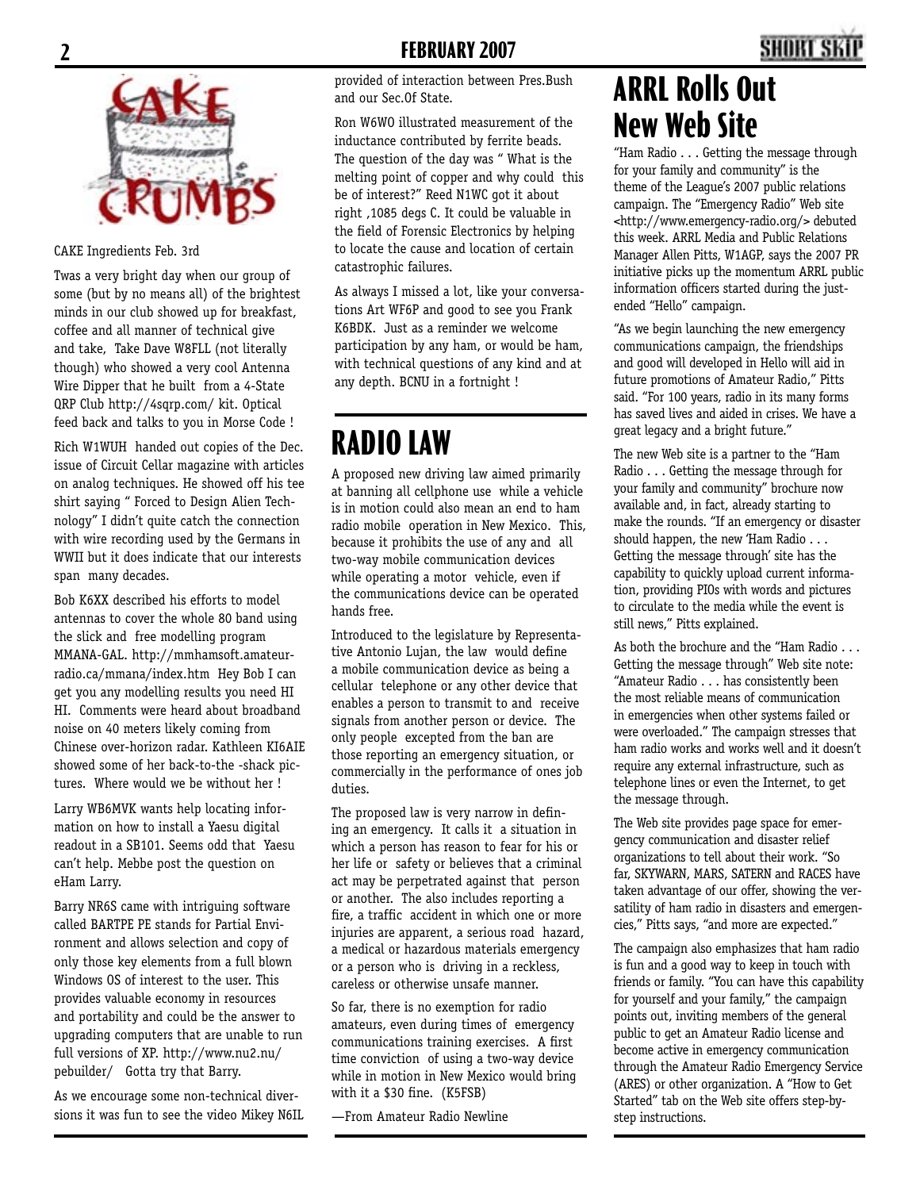# CAKE CRUMBS

CAKE Ingredients Feb. 3rd

Twas a very bright day when our group of some (but by no means all) of the brightest minds in our club showed up for breakfast, coffee and all manner of technical give and take, Take Dave W8FLL (not literally though) who showed a very cool Antenna Wire Dipper that he built from a 4-State QRP Club http://4sqrp.com/ kit. Optical feed back and talks to you in Morse Code !

Rich W1WUH handed out copies of the Dec. issue of Circuit Cellar magazine with articles on analog techniques. He showed off his tee shirt saying " Forced to Design Alien Technology" I didn't quite catch the connection with wire recording used by the Germans in WWII but it does indicate that our interests span many decades.

Bob K6XX described his efforts to model antennas to cover the whole 80 band using the slick and free modelling program MMANA-GAL. http://mmhamsoft.amateur-radio.ca/mmana/index.htm Hey Bob I can get you any modelling results you need HI HI. Comments were heard about broadband noise on 40 meters likely coming from Chinese over-horizon radar. Kathleen KI6AIE showed some of her back-to-the -shack pictures. Where would we be without her !

Larry WB6MVK wants help locating information on how to install a Yaesu digital readout in a SB101. Seems odd that Yaesu can't help. Mebbe post the question on eHam Larry.

Barry NR6S came with intriguing software called BARTPE PE stands for Partial Environment and allows selection and copy of only those key elements from a full blown Windows OS of interest to the user. This provides valuable economy in resources and portability and could be the answer to upgrading computers that are unable to run full versions of XP. http://www.nu2.nu/pebuilder/ Gotta try that Barry.

As we encourage some non-technical diversions it was fun to see the video Mikey N6IL provided of interaction between Pres.Bush and our Sec.Of State.

Ron W6WO illustrated measurement of the inductance contributed by ferrite beads. The question of the day was " What is the melting point of copper and why could this be of interest?" Reed N1WC got it about right ,1085 degs C. It could be valuable in the field of Forensic Electronics by helping to locate the cause and location of certain catastrophic failures.

As always I missed a lot, like your conversations Art WF6P and good to see you Frank K6BDK. Just as a reminder we welcome participation by any ham, or would be ham, with technical questions of any kind and at any depth. BCNU in a fortnight !

# RADIO LAW

A proposed new driving law aimed primarily at banning all cellphone use while a vehicle is in motion could also mean an end to ham radio mobile operation in New Mexico. This, because it prohibits the use of any and all two-way mobile communication devices while operating a motor vehicle, even if the communications device can be operated hands free.

Introduced to the legislature by Representative Antonio Lujan, the law would define a mobile communication device as being a cellular telephone or any other device that enables a person to transmit to and receive signals from another person or device. The only people excepted from the ban are those reporting an emergency situation, or commercially in the performance of ones job duties.

The proposed law is very narrow in defining an emergency. It calls it a situation in which a person has reason to fear for his or her life or safety or believes that a criminal act may be perpetrated against that person or another. The also includes reporting a fire, a traffic accident in which one or more injuries are apparent, a serious road hazard, a medical or hazardous materials emergency or a person who is driving in a reckless, careless or otherwise unsafe manner.

So far, there is no exemption for radio amateurs, even during times of emergency communications training exercises. A first time conviction of using a two-way device while in motion in New Mexico would bring with it a $30 fine. (K5FSB)

—From Amateur Radio Newline

# ARRL Rolls Out New Web Site

"Ham Radio . . . Getting the message through for your family and community" is the theme of the League's 2007 public relations campaign. The "Emergency Radio" Web site <http://www.emergency-radio.org/> debuted this week. ARRL Media and Public Relations Manager Allen Pitts, W1AGP, says the 2007 PR initiative picks up the momentum ARRL public information officers started during the just-ended "Hello" campaign.

"As we begin launching the new emergency communications campaign, the friendships and good will developed in Hello will aid in future promotions of Amateur Radio," Pitts said. "For 100 years, radio in its many forms has saved lives and aided in crises. We have a great legacy and a bright future."

The new Web site is a partner to the "Ham Radio . . . Getting the message through for your family and community" brochure now available and, in fact, already starting to make the rounds. "If an emergency or disaster should happen, the new 'Ham Radio . . . Getting the message through' site has the capability to quickly upload current information, providing PIOs with words and pictures to circulate to the media while the event is still news," Pitts explained.

As both the brochure and the "Ham Radio . . . Getting the message through" Web site note: "Amateur Radio . . . has consistently been the most reliable means of communication in emergencies when other systems failed or were overloaded." The campaign stresses that ham radio works and works well and it doesn't require any external infrastructure, such as telephone lines or even the Internet, to get the message through.

The Web site provides page space for emergency communication and disaster relief organizations to tell about their work. "So far, SKYWARN, MARS, SATERN and RACES have taken advantage of our offer, showing the versatility of ham radio in disasters and emergencies," Pitts says, "and more are expected."

The campaign also emphasizes that ham radio is fun and a good way to keep in touch with friends or family. "You can have this capability for yourself and your family," the campaign points out, inviting members of the general public to get an Amateur Radio license and become active in emergency communication through the Amateur Radio Emergency Service (ARES) or other organization. A "How to Get Started" tab on the Web site offers step-by-step instructions.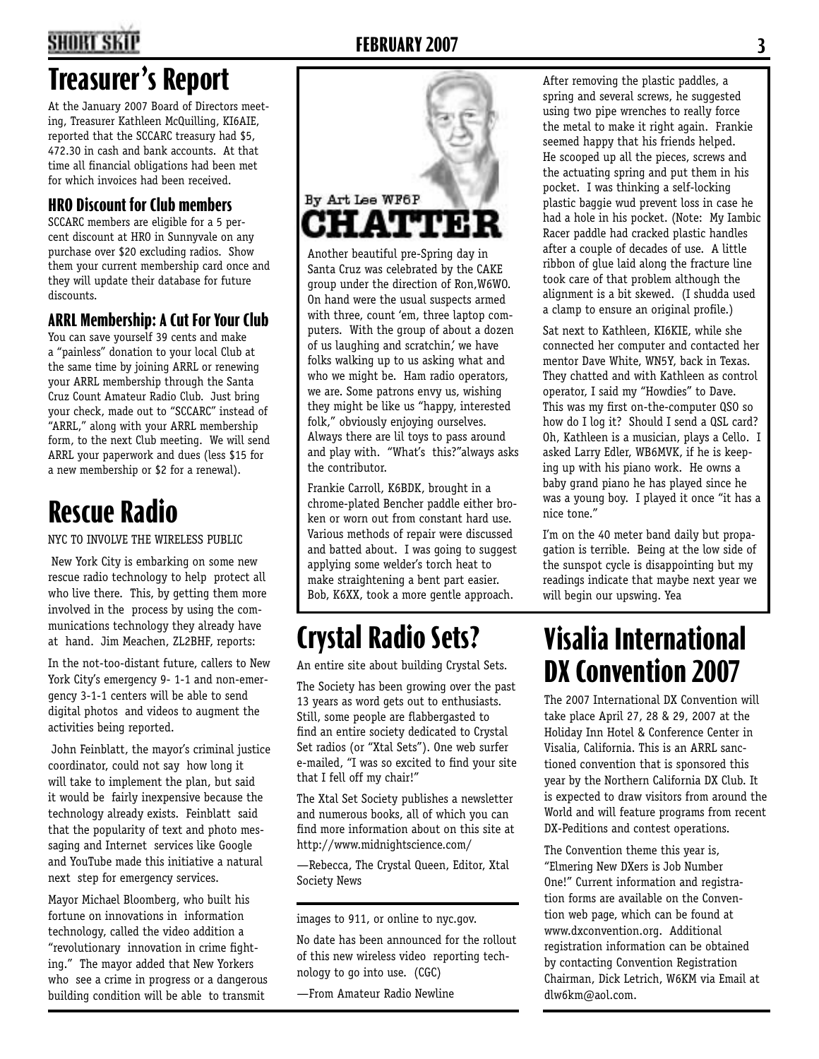# Treasurer's Report

At the January 2007 Board of Directors meeting, Treasurer Kathleen McQuilling, KI6AIE, reported that the SCCARC treasury had $5, 472.30 in cash and bank accounts. At that time all financial obligations had been met for which invoices had been received.

### HRO Discount for Club members

SCCARC members are eligible for a 5 percent discount at HRO in Sunnyvale on any purchase over $20 excluding radios. Show them your current membership card once and they will update their database for future discounts.

### ARRL Membership: A Cut For Your Club

You can save yourself 39 cents and make a "painless" donation to your local Club at the same time by joining ARRL or renewing your ARRL membership through the Santa Cruz Count Amateur Radio Club. Just bring your check, made out to "SCCARC" instead of "ARRL," along with your ARRL membership form, to the next Club meeting. We will send ARRL your paperwork and dues (less $15 for a new membership or $2 for a renewal).

# Rescue Radio

NYC TO INVOLVE THE WIRELESS PUBLIC

New York City is embarking on some new rescue radio technology to help protect all who live there. This, by getting them more involved in the process by using the communications technology they already have at hand. Jim Meachen, ZL2BHF, reports:

In the not-too-distant future, callers to New York City's emergency 9- 1-1 and non-emergency 3-1-1 centers will be able to send digital photos and videos to augment the activities being reported.

John Feinblatt, the mayor's criminal justice coordinator, could not say how long it will take to implement the plan, but said it would be fairly inexpensive because the technology already exists. Feinblatt said that the popularity of text and photo messaging and Internet services like Google and YouTube made this initiative a natural next step for emergency services.

Mayor Michael Bloomberg, who built his fortune on innovations in information technology, called the video addition a "revolutionary innovation in crime fighting." The mayor added that New Yorkers who see a crime in progress or a dangerous building condition will be able to transmit images to 911, or online to nyc.gov.

No date has been announced for the rollout of this new wireless video reporting technology to go into use. (CGC)

—From Amateur Radio Newline

# CHATTER

By Art Lee WF6P

Another beautiful pre-Spring day in Santa Cruz was celebrated by the CAKE group under the direction of Ron,W6WO. On hand were the usual suspects armed with three, count 'em, three laptop computers. With the group of about a dozen of us laughing and scratchin,' we have folks walking up to us asking what and who we might be. Ham radio operators, we are. Some patrons envy us, wishing they might be like us "happy, interested folk," obviously enjoying ourselves. Always there are lil toys to pass around and play with. "What's this?"always asks the contributor.

Frankie Carroll, K6BDK, brought in a chrome-plated Bencher paddle either broken or worn out from constant hard use. Various methods of repair were discussed and batted about. I was going to suggest applying some welder's torch heat to make straightening a bent part easier. Bob, K6XX, took a more gentle approach. After removing the plastic paddles, a spring and several screws, he suggested using two pipe wrenches to really force the metal to make it right again. Frankie seemed happy that his friends helped. He scooped up all the pieces, screws and the actuating spring and put them in his pocket. I was thinking a self-locking plastic baggie wud prevent loss in case he had a hole in his pocket. (Note: My Iambic Racer paddle had cracked plastic handles after a couple of decades of use. A little ribbon of glue laid along the fracture line took care of that problem although the alignment is a bit skewed. (I shudda used a clamp to ensure an original profile.)

Sat next to Kathleen, KI6KIE, while she connected her computer and contacted her mentor Dave White, WN5Y, back in Texas. They chatted and with Kathleen as control operator, I said my "Howdies" to Dave. This was my first on-the-computer QSO so how do I log it? Should I send a QSL card? Oh, Kathleen is a musician, plays a Cello. I asked Larry Edler, WB6MVK, if he is keeping up with his piano work. He owns a baby grand piano he has played since he was a young boy. I played it once "it has a nice tone."

I'm on the 40 meter band daily but propagation is terrible. Being at the low side of the sunspot cycle is disappointing but my readings indicate that maybe next year we will begin our upswing. Yea

# Crystal Radio Sets?

An entire site about building Crystal Sets.

The Society has been growing over the past 13 years as word gets out to enthusiasts. Still, some people are flabbergasted to find an entire society dedicated to Crystal Set radios (or "Xtal Sets"). One web surfer e-mailed, "I was so excited to find your site that I fell off my chair!"

The Xtal Set Society publishes a newsletter and numerous books, all of which you can find more information about on this site at http://www.midnightscience.com/

—Rebecca, The Crystal Queen, Editor, Xtal Society News

# Visalia International DX Convention 2007

The 2007 International DX Convention will take place April 27, 28 & 29, 2007 at the Holiday Inn Hotel & Conference Center in Visalia, California. This is an ARRL sanctioned convention that is sponsored this year by the Northern California DX Club. It is expected to draw visitors from around the World and will feature programs from recent DX-Peditions and contest operations.

The Convention theme this year is, "Elmering New DXers is Job Number One!" Current information and registration forms are available on the Convention web page, which can be found at www.dxconvention.org. Additional registration information can be obtained by contacting Convention Registration Chairman, Dick Letrich, W6KM via Email at dlw6km@aol.com.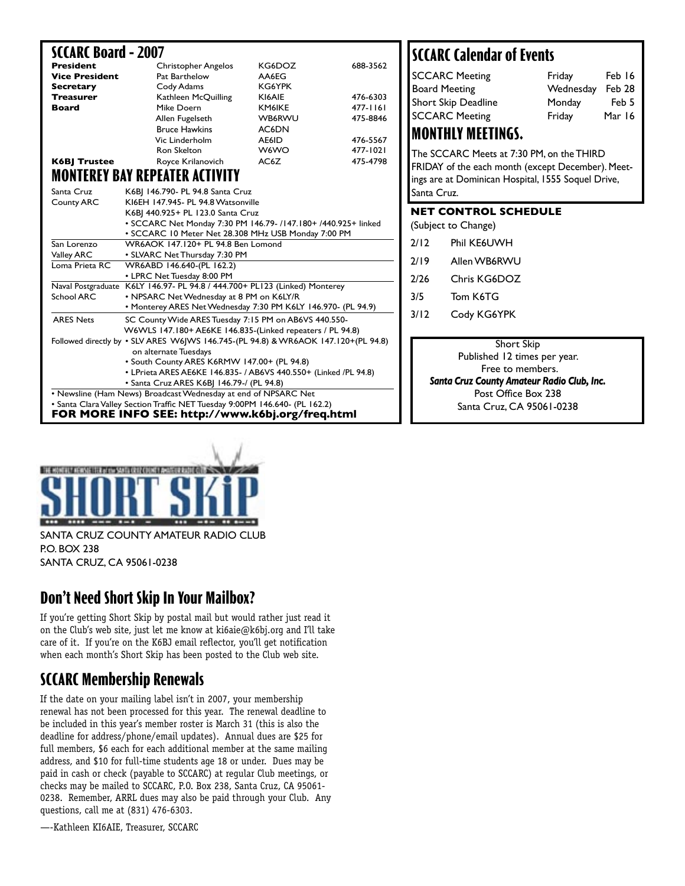## SCCARC Board - 2007

| | | | |
|---|---|---|---|
| **President** | Christopher Angelos | KG6DOZ | 688-3562 |
| **Vice President** | Pat Barthelow | AA6EG | |
| **Secretary** | Cody Adams | KG6YPK | |
| **Treasurer** | Kathleen McQuilling | KI6AIE | 476-6303 |
| **Board** | Mike Doern | KM6IKE | 477-1161 |
| | Allen Fugelseth | WB6RWU | 475-8846 |
| | Bruce Hawkins | AC6DN | |
| | Vic Linderholm | AE6ID | 476-5567 |
| | Ron Skelton | W6WO | 477-1021 |
| **K6BJ Trustee** | Royce Krilanovich | AC6Z | 475-4798 |

## MONTEREY BAY REPEATER ACTIVITY

| | |
|---|---|
| Santa Cruz County ARC | K6BJ 146.790- PL 94.8 Santa Cruz<br>KI6EH 147.945- PL 94.8 Watsonville<br>K6BJ 440.925+ PL 123.0 Santa Cruz<br>• SCCARC Net Monday 7:30 PM 146.79- /147.180+ /440.925+ linked<br>• SCCARC 10 Meter Net 28.308 MHz USB Monday 7:00 PM |
| San Lorenzo Valley ARC | WR6AOK 147.120+ PL 94.8 Ben Lomond<br>• SLVARC Net Thursday 7:30 PM |
| Loma Prieta RC | WR6ABD 146.640-(PL 162.2)<br>• LPRC Net Tuesday 8:00 PM |
| Naval Postgraduate School ARC | K6LY 146.97- PL 94.8 / 444.700+ PL123 (Linked) Monterey<br>• NPSARC Net Wednesday at 8 PM on K6LY/R<br>• Monterey ARES Net Wednesday 7:30 PM K6LY 146.970- (PL 94.9) |
| ARES Nets | SC County Wide ARES Tuesday 7:15 PM on AB6VS 440.550-<br>W6WLS 147.180+ AE6KE 146.835-(Linked repeaters / PL 94.8) |
| Followed directly by | • SLV ARES W6JWS 146.745-(PL 94.8) & WR6AOK 147.120+(PL 94.8) on alternate Tuesdays<br>• South County ARES K6RMW 147.00+ (PL 94.8)<br>• LPrieta ARES AE6KE 146.835- / AB6VS 440.550+ (Linked /PL 94.8)<br>• Santa Cruz ARES K6BJ 146.79-/ (PL 94.8) |

• Newsline (Ham News) Broadcast Wednesday at end of NPSARC Net
• Santa Clara Valley Section Traffic NET Tuesday 9:00PM 146.640- (PL 162.2)

**FOR MORE INFO SEE: http://www.k6bj.org/freq.html**

## SCCARC Calendar of Events

| | | |
|---|---|---|
| SCCARC Meeting | Friday | Feb 16 |
| Board Meeting | Wednesday | Feb 28 |
| Short Skip Deadline | Monday | Feb 5 |
| SCCARC Meeting | Friday | Mar 16 |

## MONTHLY MEETINGS.

The SCCARC Meets at 7:30 PM, on the THIRD FRIDAY of the each month (except December). Meetings are at Dominican Hospital, 1555 Soquel Drive, Santa Cruz.

### NET CONTROL SCHEDULE

(Subject to Change)

| | |
|---|---|
| 2/12 | Phil KE6UWH |
| 2/19 | Allen WB6RWU |
| 2/26 | Chris KG6DOZ |
| 3/5 | Tom K6TG |
| 3/12 | Cody KG6YPK |

Short Skip
Published 12 times per year.
Free to members.
***Santa Cruz County Amateur Radio Club, Inc.***
Post Office Box 238
Santa Cruz, CA 95061-0238

THE MONTHLY NEWSLETTER of the SANTA CRUZ COUNTY AMATEUR RADIO CLUB

SHORT SKiP

SANTA CRUZ COUNTY AMATEUR RADIO CLUB
P.O. BOX 238
SANTA CRUZ, CA 95061-0238

## Don't Need Short Skip In Your Mailbox?

If you're getting Short Skip by postal mail but would rather just read it on the Club's web site, just let me know at ki6aie@k6bj.org and I'll take care of it. If you're on the K6BJ email reflector, you'll get notification when each month's Short Skip has been posted to the Club web site.

## SCCARC Membership Renewals

If the date on your mailing label isn't in 2007, your membership renewal has not been processed for this year. The renewal deadline to be included in this year's member roster is March 31 (this is also the deadline for address/phone/email updates). Annual dues are $25 for full members, $6 each for each additional member at the same mailing address, and $10 for full-time students age 18 or under. Dues may be paid in cash or check (payable to SCCARC) at regular Club meetings, or checks may be mailed to SCCARC, P.O. Box 238, Santa Cruz, CA 95061-0238. Remember, ARRL dues may also be paid through your Club. Any questions, call me at (831) 476-6303.

—-Kathleen KI6AIE, Treasurer, SCCARC